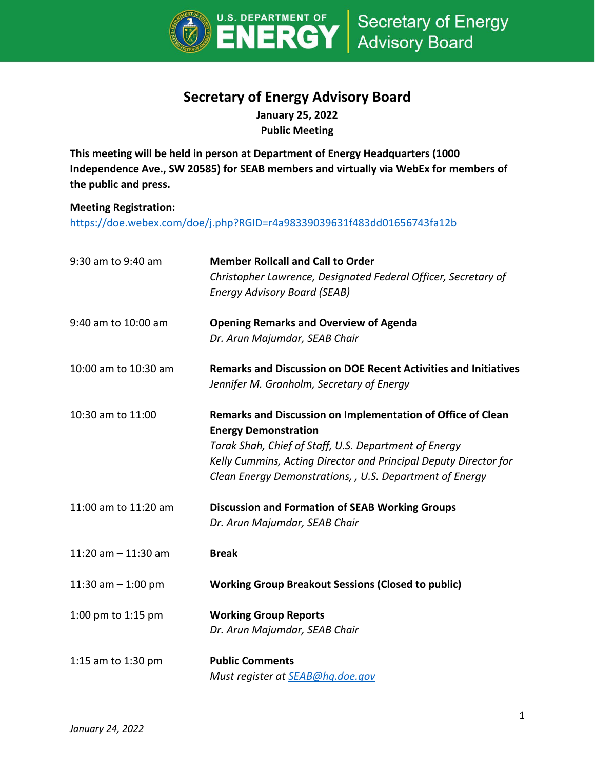# Secretary of Energy Advisory Board

**January 25, 2022**
**Public Meeting**

**This meeting will be held in person at Department of Energy Headquarters (1000 Independence Ave., SW 20585) for SEAB members and virtually via WebEx for members of the public and press.**

**Meeting Registration:**
https://doe.webex.com/doe/j.php?RGID=r4a98339039631f483dd01656743fa12b

| Time | Agenda Item |
|---|---|
| 9:30 am to 9:40 am | **Member Rollcall and Call to Order**<br>*Christopher Lawrence, Designated Federal Officer, Secretary of Energy Advisory Board (SEAB)* |
| 9:40 am to 10:00 am | **Opening Remarks and Overview of Agenda**<br>*Dr. Arun Majumdar, SEAB Chair* |
| 10:00 am to 10:30 am | **Remarks and Discussion on DOE Recent Activities and Initiatives**<br>*Jennifer M. Granholm, Secretary of Energy* |
| 10:30 am to 11:00 | **Remarks and Discussion on Implementation of Office of Clean Energy Demonstration**<br>*Tarak Shah, Chief of Staff, U.S. Department of Energy*<br>*Kelly Cummins, Acting Director and Principal Deputy Director for Clean Energy Demonstrations, , U.S. Department of Energy* |
| 11:00 am to 11:20 am | **Discussion and Formation of SEAB Working Groups**<br>*Dr. Arun Majumdar, SEAB Chair* |
| 11:20 am – 11:30 am | **Break** |
| 11:30 am – 1:00 pm | **Working Group Breakout Sessions (Closed to public)** |
| 1:00 pm to 1:15 pm | **Working Group Reports**<br>*Dr. Arun Majumdar, SEAB Chair* |
| 1:15 am to 1:30 pm | **Public Comments**<br>*Must register at SEAB@hq.doe.gov* |

*January 24, 2022*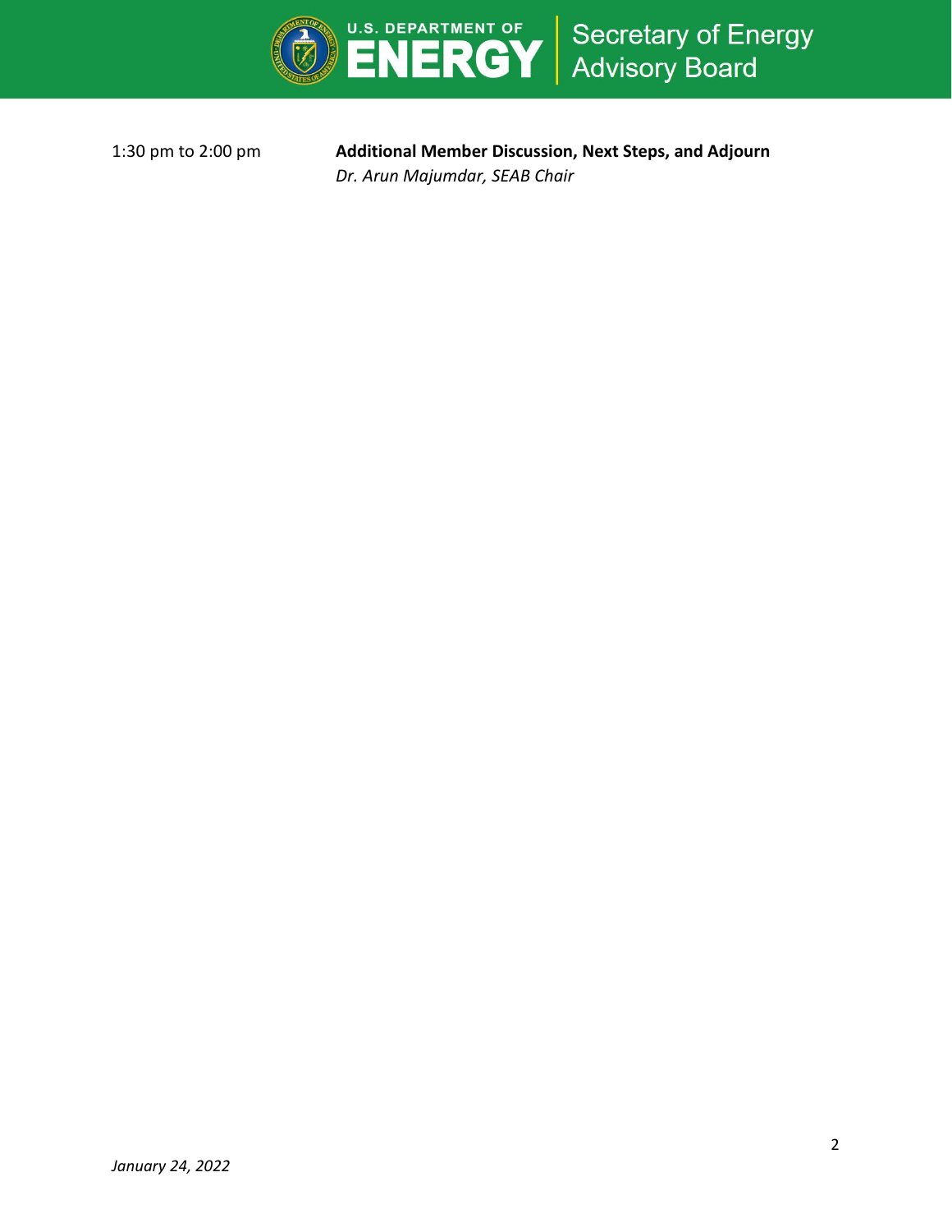| | |
|---|---|
| 1:30 pm to 2:00 pm | **Additional Member Discussion, Next Steps, and Adjourn**<br>*Dr. Arun Majumdar, SEAB Chair* |